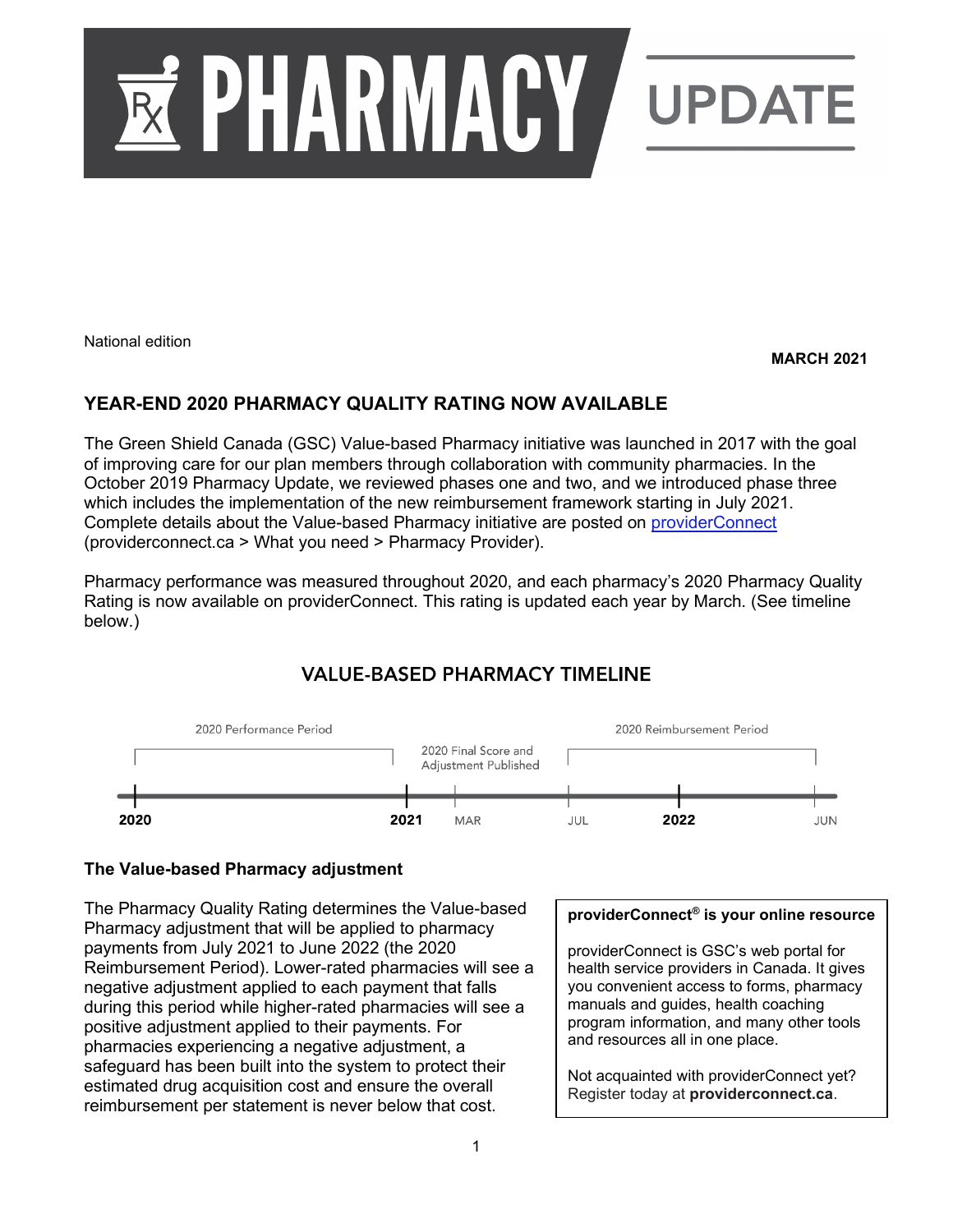# PHARMACY UPDATE

National edition

**MARCH 2021**

## YEAR-END 2020 PHARMACY QUALITY RATING NOW AVAILABLE

The Green Shield Canada (GSC) Value-based Pharmacy initiative was launched in 2017 with the goal of improving care for our plan members through collaboration with community pharmacies. In the October 2019 Pharmacy Update, we reviewed phases one and two, and we introduced phase three which includes the implementation of the new reimbursement framework starting in July 2021. Complete details about the Value-based Pharmacy initiative are posted on [providerConnect](providerconnect.ca) (providerconnect.ca > What you need > Pharmacy Provider).

Pharmacy performance was measured throughout 2020, and each pharmacy's 2020 Pharmacy Quality Rating is now available on providerConnect. This rating is updated each year by March. (See timeline below.)

### VALUE-BASED PHARMACY TIMELINE

- 2020 – 2021: 2020 Performance Period
- MAR 2021: 2020 Final Score and Adjustment Published
- JUL 2021 – JUN 2022: 2020 Reimbursement Period

### The Value-based Pharmacy adjustment

The Pharmacy Quality Rating determines the Value-based Pharmacy adjustment that will be applied to pharmacy payments from July 2021 to June 2022 (the 2020 Reimbursement Period). Lower-rated pharmacies will see a negative adjustment applied to each payment that falls during this period while higher-rated pharmacies will see a positive adjustment applied to their payments. For pharmacies experiencing a negative adjustment, a safeguard has been built into the system to protect their estimated drug acquisition cost and ensure the overall reimbursement per statement is never below that cost.

**providerConnect® is your online resource**

providerConnect is GSC's web portal for health service providers in Canada. It gives you convenient access to forms, pharmacy manuals and guides, health coaching program information, and many other tools and resources all in one place.

Not acquainted with providerConnect yet? Register today at **providerconnect.ca**.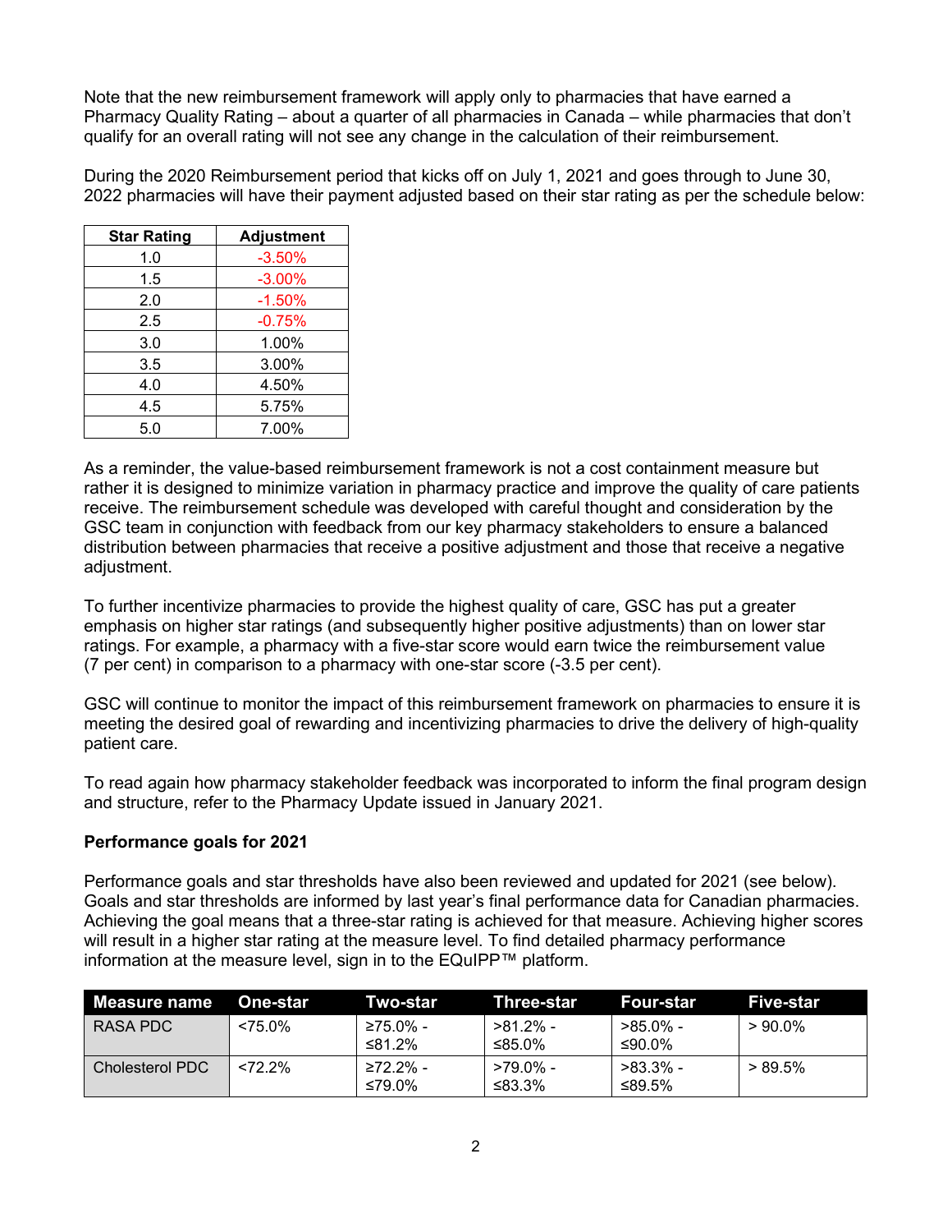Note that the new reimbursement framework will apply only to pharmacies that have earned a Pharmacy Quality Rating – about a quarter of all pharmacies in Canada – while pharmacies that don't qualify for an overall rating will not see any change in the calculation of their reimbursement.

During the 2020 Reimbursement period that kicks off on July 1, 2021 and goes through to June 30, 2022 pharmacies will have their payment adjusted based on their star rating as per the schedule below:

| Star Rating | Adjustment |
|---|---|
| 1.0 | -3.50% |
| 1.5 | -3.00% |
| 2.0 | -1.50% |
| 2.5 | -0.75% |
| 3.0 | 1.00% |
| 3.5 | 3.00% |
| 4.0 | 4.50% |
| 4.5 | 5.75% |
| 5.0 | 7.00% |

As a reminder, the value-based reimbursement framework is not a cost containment measure but rather it is designed to minimize variation in pharmacy practice and improve the quality of care patients receive. The reimbursement schedule was developed with careful thought and consideration by the GSC team in conjunction with feedback from our key pharmacy stakeholders to ensure a balanced distribution between pharmacies that receive a positive adjustment and those that receive a negative adjustment.

To further incentivize pharmacies to provide the highest quality of care, GSC has put a greater emphasis on higher star ratings (and subsequently higher positive adjustments) than on lower star ratings. For example, a pharmacy with a five-star score would earn twice the reimbursement value (7 per cent) in comparison to a pharmacy with one-star score (-3.5 per cent).

GSC will continue to monitor the impact of this reimbursement framework on pharmacies to ensure it is meeting the desired goal of rewarding and incentivizing pharmacies to drive the delivery of high-quality patient care.

To read again how pharmacy stakeholder feedback was incorporated to inform the final program design and structure, refer to the Pharmacy Update issued in January 2021.

**Performance goals for 2021**

Performance goals and star thresholds have also been reviewed and updated for 2021 (see below). Goals and star thresholds are informed by last year's final performance data for Canadian pharmacies. Achieving the goal means that a three-star rating is achieved for that measure. Achieving higher scores will result in a higher star rating at the measure level. To find detailed pharmacy performance information at the measure level, sign in to the EQuIPP™ platform.

| Measure name | One-star | Two-star | Three-star | Four-star | Five-star |
|---|---|---|---|---|---|
| RASA PDC | <75.0% | ≥75.0% - ≤81.2% | >81.2% - ≤85.0% | >85.0% - ≤90.0% | > 90.0% |
| Cholesterol PDC | <72.2% | ≥72.2% - ≤79.0% | >79.0% - ≤83.3% | >83.3% - ≤89.5% | > 89.5% |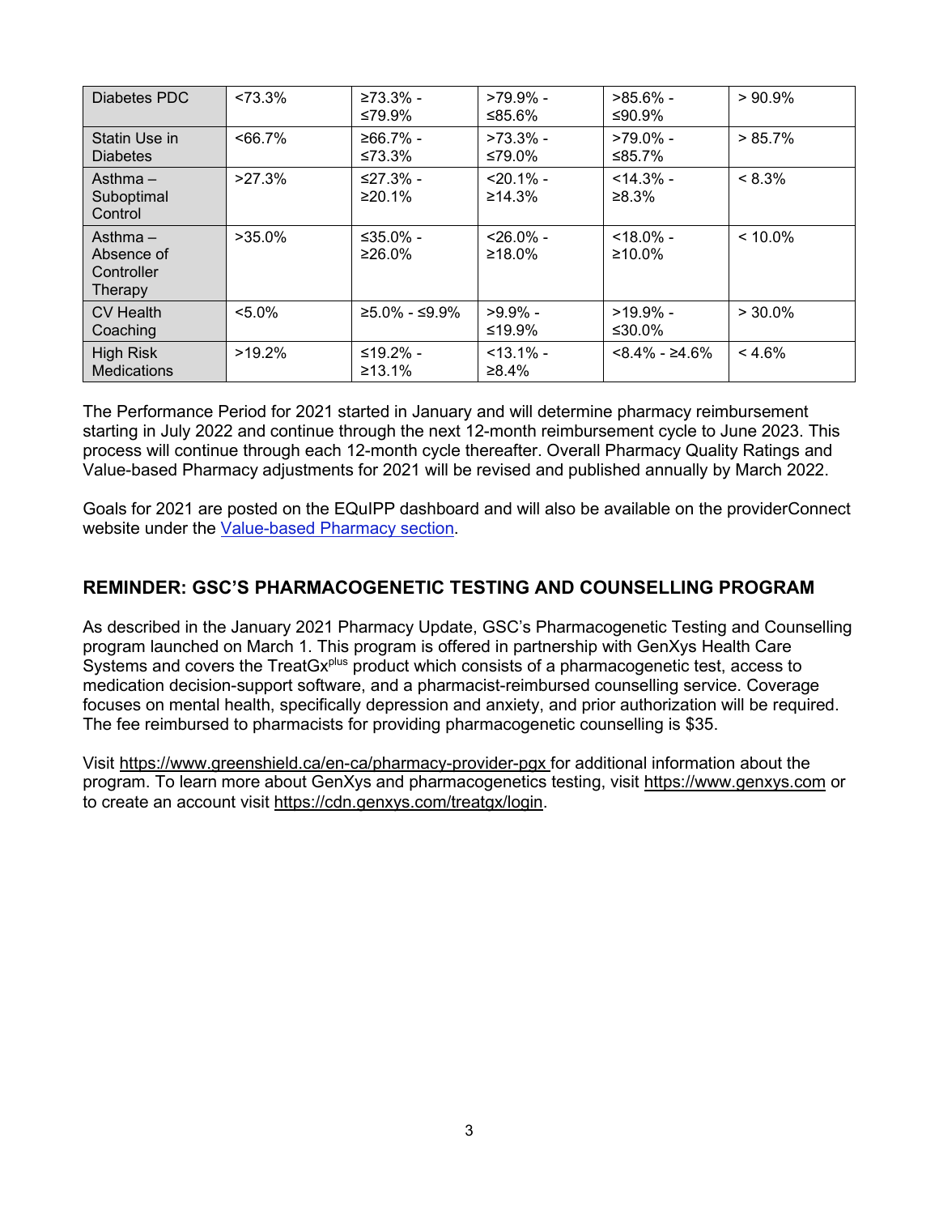| | | | | | |
|---|---|---|---|---|---|
| Diabetes PDC | <73.3% | ≥73.3% - ≤79.9% | >79.9% - ≤85.6% | >85.6% - ≤90.9% | > 90.9% |
| Statin Use in Diabetes | <66.7% | ≥66.7% - ≤73.3% | >73.3% - ≤79.0% | >79.0% - ≤85.7% | > 85.7% |
| Asthma – Suboptimal Control | >27.3% | ≤27.3% - ≥20.1% | <20.1% - ≥14.3% | <14.3% - ≥8.3% | < 8.3% |
| Asthma – Absence of Controller Therapy | >35.0% | ≤35.0% - ≥26.0% | <26.0% - ≥18.0% | <18.0% - ≥10.0% | < 10.0% |
| CV Health Coaching | <5.0% | ≥5.0% - ≤9.9% | >9.9% - ≤19.9% | >19.9% - ≤30.0% | > 30.0% |
| High Risk Medications | >19.2% | ≤19.2% - ≥13.1% | <13.1% - ≥8.4% | <8.4% - ≥4.6% | < 4.6% |

The Performance Period for 2021 started in January and will determine pharmacy reimbursement starting in July 2022 and continue through the next 12-month reimbursement cycle to June 2023. This process will continue through each 12-month cycle thereafter. Overall Pharmacy Quality Ratings and Value-based Pharmacy adjustments for 2021 will be revised and published annually by March 2022.

Goals for 2021 are posted on the EQuIPP dashboard and will also be available on the providerConnect website under the Value-based Pharmacy section.

## REMINDER: GSC'S PHARMACOGENETIC TESTING AND COUNSELLING PROGRAM

As described in the January 2021 Pharmacy Update, GSC's Pharmacogenetic Testing and Counselling program launched on March 1. This program is offered in partnership with GenXys Health Care Systems and covers the TreatGx[plus] product which consists of a pharmacogenetic test, access to medication decision-support software, and a pharmacist-reimbursed counselling service. Coverage focuses on mental health, specifically depression and anxiety, and prior authorization will be required. The fee reimbursed to pharmacists for providing pharmacogenetic counselling is $35.

Visit https://www.greenshield.ca/en-ca/pharmacy-provider-pgx for additional information about the program. To learn more about GenXys and pharmacogenetics testing, visit https://www.genxys.com or to create an account visit https://cdn.genxys.com/treatgx/login.